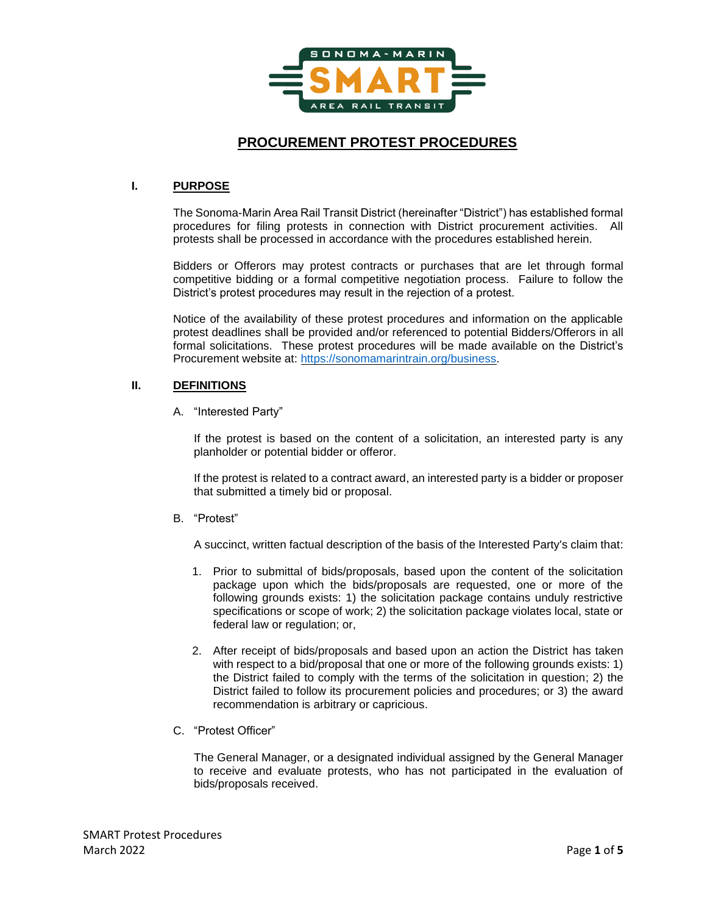SONOMA-MARIN SMART AREA RAIL TRANSIT

# PROCUREMENT PROTEST PROCEDURES

## I. PURPOSE

The Sonoma-Marin Area Rail Transit District (hereinafter "District") has established formal procedures for filing protests in connection with District procurement activities. All protests shall be processed in accordance with the procedures established herein.

Bidders or Offerors may protest contracts or purchases that are let through formal competitive bidding or a formal competitive negotiation process. Failure to follow the District's protest procedures may result in the rejection of a protest.

Notice of the availability of these protest procedures and information on the applicable protest deadlines shall be provided and/or referenced to potential Bidders/Offerors in all formal solicitations. These protest procedures will be made available on the District's Procurement website at: https://sonomamarintrain.org/business.

## II. DEFINITIONS

A. "Interested Party"

If the protest is based on the content of a solicitation, an interested party is any planholder or potential bidder or offeror.

If the protest is related to a contract award, an interested party is a bidder or proposer that submitted a timely bid or proposal.

B. "Protest"

A succinct, written factual description of the basis of the Interested Party's claim that:

1. Prior to submittal of bids/proposals, based upon the content of the solicitation package upon which the bids/proposals are requested, one or more of the following grounds exists: 1) the solicitation package contains unduly restrictive specifications or scope of work; 2) the solicitation package violates local, state or federal law or regulation; or,

2. After receipt of bids/proposals and based upon an action the District has taken with respect to a bid/proposal that one or more of the following grounds exists: 1) the District failed to comply with the terms of the solicitation in question; 2) the District failed to follow its procurement policies and procedures; or 3) the award recommendation is arbitrary or capricious.

C. "Protest Officer"

The General Manager, or a designated individual assigned by the General Manager to receive and evaluate protests, who has not participated in the evaluation of bids/proposals received.

SMART Protest Procedures
March 2022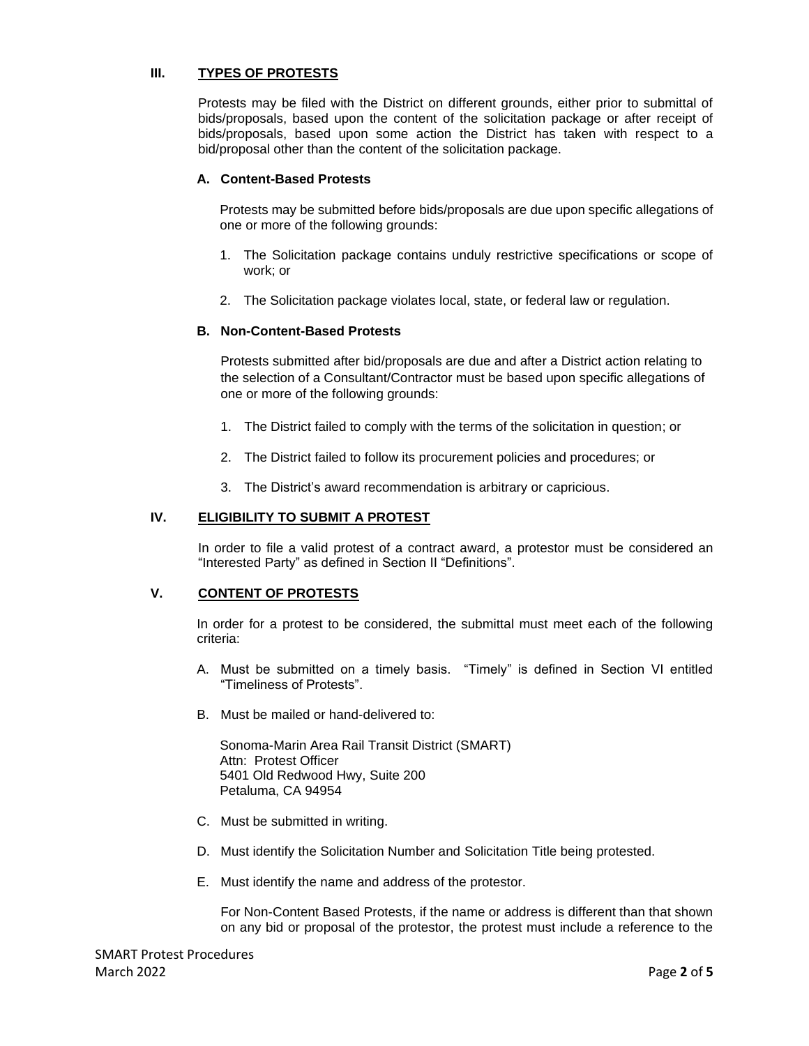## III. TYPES OF PROTESTS

Protests may be filed with the District on different grounds, either prior to submittal of bids/proposals, based upon the content of the solicitation package or after receipt of bids/proposals, based upon some action the District has taken with respect to a bid/proposal other than the content of the solicitation package.

### A. Content-Based Protests

Protests may be submitted before bids/proposals are due upon specific allegations of one or more of the following grounds:

1. The Solicitation package contains unduly restrictive specifications or scope of work; or
2. The Solicitation package violates local, state, or federal law or regulation.

### B. Non-Content-Based Protests

Protests submitted after bid/proposals are due and after a District action relating to the selection of a Consultant/Contractor must be based upon specific allegations of one or more of the following grounds:

1. The District failed to comply with the terms of the solicitation in question; or
2. The District failed to follow its procurement policies and procedures; or
3. The District's award recommendation is arbitrary or capricious.

## IV. ELIGIBILITY TO SUBMIT A PROTEST

In order to file a valid protest of a contract award, a protestor must be considered an "Interested Party" as defined in Section II "Definitions".

## V. CONTENT OF PROTESTS

In order for a protest to be considered, the submittal must meet each of the following criteria:

A. Must be submitted on a timely basis. "Timely" is defined in Section VI entitled "Timeliness of Protests".

B. Must be mailed or hand-delivered to:

   Sonoma-Marin Area Rail Transit District (SMART)
   Attn: Protest Officer
   5401 Old Redwood Hwy, Suite 200
   Petaluma, CA 94954

C. Must be submitted in writing.

D. Must identify the Solicitation Number and Solicitation Title being protested.

E. Must identify the name and address of the protestor.

   For Non-Content Based Protests, if the name or address is different than that shown on any bid or proposal of the protestor, the protest must include a reference to the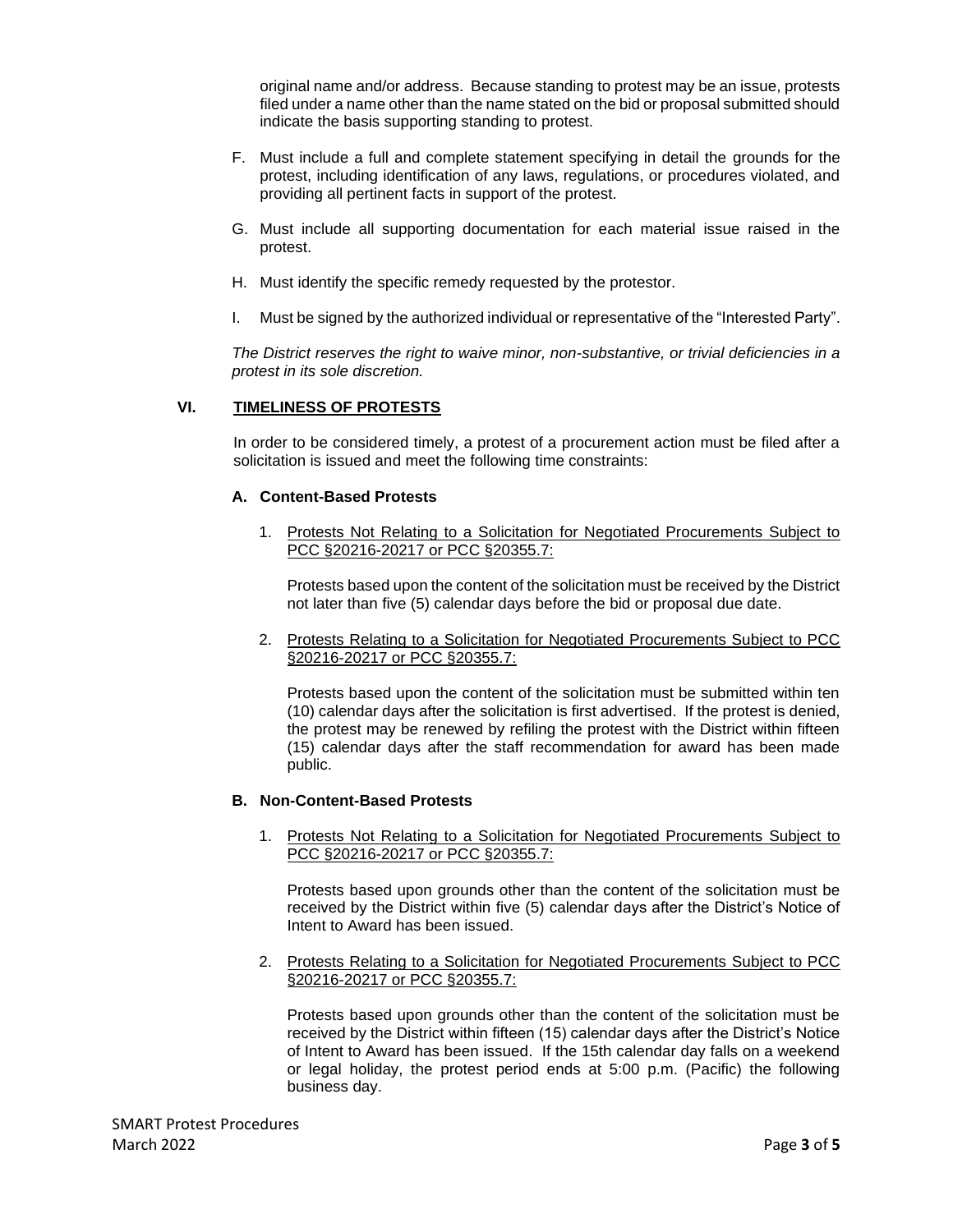original name and/or address. Because standing to protest may be an issue, protests filed under a name other than the name stated on the bid or proposal submitted should indicate the basis supporting standing to protest.

F. Must include a full and complete statement specifying in detail the grounds for the protest, including identification of any laws, regulations, or procedures violated, and providing all pertinent facts in support of the protest.

G. Must include all supporting documentation for each material issue raised in the protest.

H. Must identify the specific remedy requested by the protestor.

I. Must be signed by the authorized individual or representative of the "Interested Party".

*The District reserves the right to waive minor, non-substantive, or trivial deficiencies in a protest in its sole discretion.*

## VI. <u>TIMELINESS OF PROTESTS</u>

In order to be considered timely, a protest of a procurement action must be filed after a solicitation is issued and meet the following time constraints:

### A. Content-Based Protests

1. <u>Protests Not Relating to a Solicitation for Negotiated Procurements Subject to PCC §20216-20217 or PCC §20355.7:</u>

   Protests based upon the content of the solicitation must be received by the District not later than five (5) calendar days before the bid or proposal due date.

2. <u>Protests Relating to a Solicitation for Negotiated Procurements Subject to PCC §20216-20217 or PCC §20355.7:</u>

   Protests based upon the content of the solicitation must be submitted within ten (10) calendar days after the solicitation is first advertised. If the protest is denied, the protest may be renewed by refiling the protest with the District within fifteen (15) calendar days after the staff recommendation for award has been made public.

### B. Non-Content-Based Protests

1. <u>Protests Not Relating to a Solicitation for Negotiated Procurements Subject to PCC §20216-20217 or PCC §20355.7:</u>

   Protests based upon grounds other than the content of the solicitation must be received by the District within five (5) calendar days after the District's Notice of Intent to Award has been issued.

2. <u>Protests Relating to a Solicitation for Negotiated Procurements Subject to PCC §20216-20217 or PCC §20355.7:</u>

   Protests based upon grounds other than the content of the solicitation must be received by the District within fifteen (15) calendar days after the District's Notice of Intent to Award has been issued. If the 15th calendar day falls on a weekend or legal holiday, the protest period ends at 5:00 p.m. (Pacific) the following business day.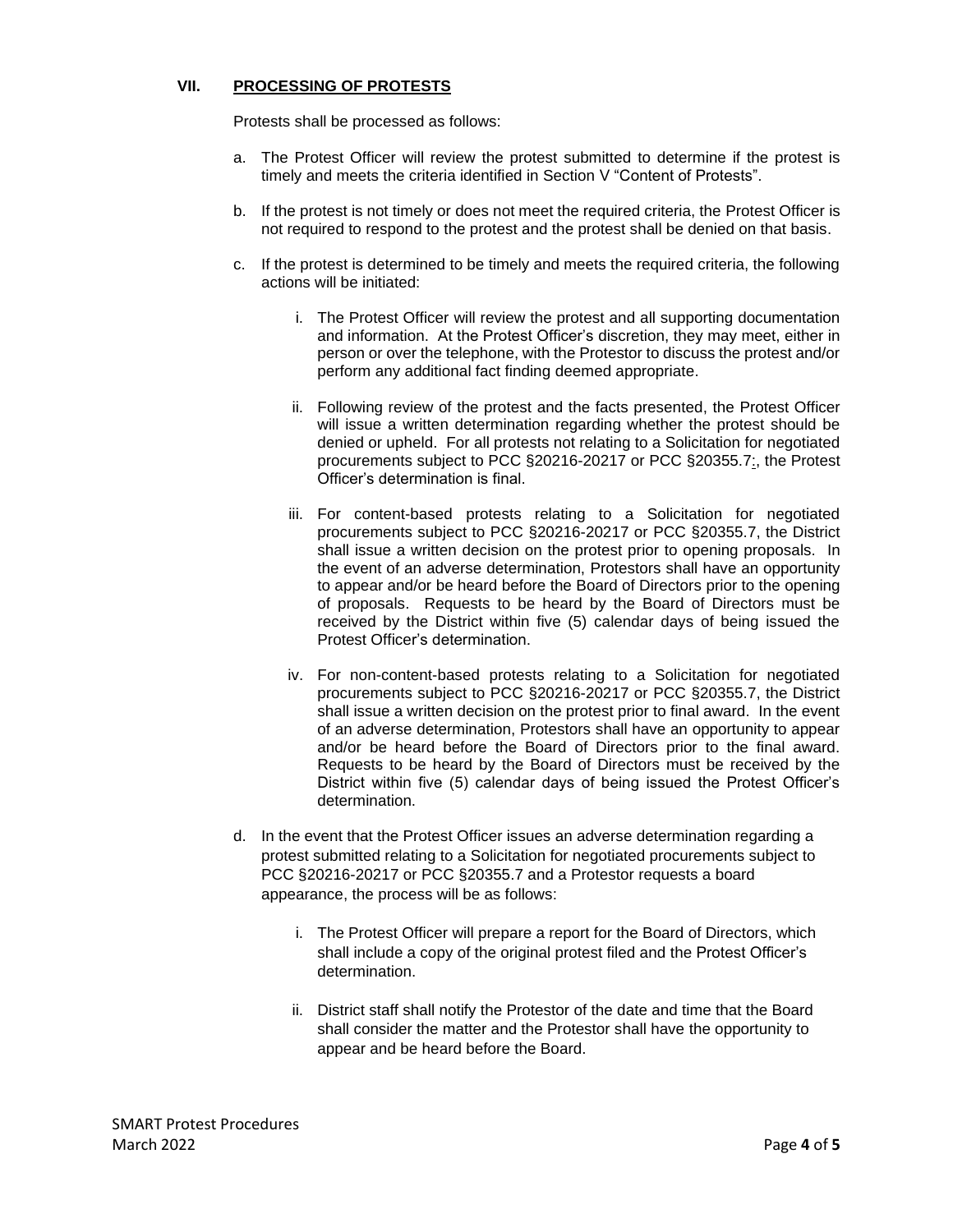## VII. PROCESSING OF PROTESTS

Protests shall be processed as follows:

a. The Protest Officer will review the protest submitted to determine if the protest is timely and meets the criteria identified in Section V "Content of Protests".

b. If the protest is not timely or does not meet the required criteria, the Protest Officer is not required to respond to the protest and the protest shall be denied on that basis.

c. If the protest is determined to be timely and meets the required criteria, the following actions will be initiated:

   i. The Protest Officer will review the protest and all supporting documentation and information. At the Protest Officer's discretion, they may meet, either in person or over the telephone, with the Protestor to discuss the protest and/or perform any additional fact finding deemed appropriate.

   ii. Following review of the protest and the facts presented, the Protest Officer will issue a written determination regarding whether the protest should be denied or upheld. For all protests not relating to a Solicitation for negotiated procurements subject to PCC §20216-20217 or PCC §20355.7;, the Protest Officer's determination is final.

   iii. For content-based protests relating to a Solicitation for negotiated procurements subject to PCC §20216-20217 or PCC §20355.7, the District shall issue a written decision on the protest prior to opening proposals. In the event of an adverse determination, Protestors shall have an opportunity to appear and/or be heard before the Board of Directors prior to the opening of proposals. Requests to be heard by the Board of Directors must be received by the District within five (5) calendar days of being issued the Protest Officer's determination.

   iv. For non-content-based protests relating to a Solicitation for negotiated procurements subject to PCC §20216-20217 or PCC §20355.7, the District shall issue a written decision on the protest prior to final award. In the event of an adverse determination, Protestors shall have an opportunity to appear and/or be heard before the Board of Directors prior to the final award. Requests to be heard by the Board of Directors must be received by the District within five (5) calendar days of being issued the Protest Officer's determination.

d. In the event that the Protest Officer issues an adverse determination regarding a protest submitted relating to a Solicitation for negotiated procurements subject to PCC §20216-20217 or PCC §20355.7 and a Protestor requests a board appearance, the process will be as follows:

   i. The Protest Officer will prepare a report for the Board of Directors, which shall include a copy of the original protest filed and the Protest Officer's determination.

   ii. District staff shall notify the Protestor of the date and time that the Board shall consider the matter and the Protestor shall have the opportunity to appear and be heard before the Board.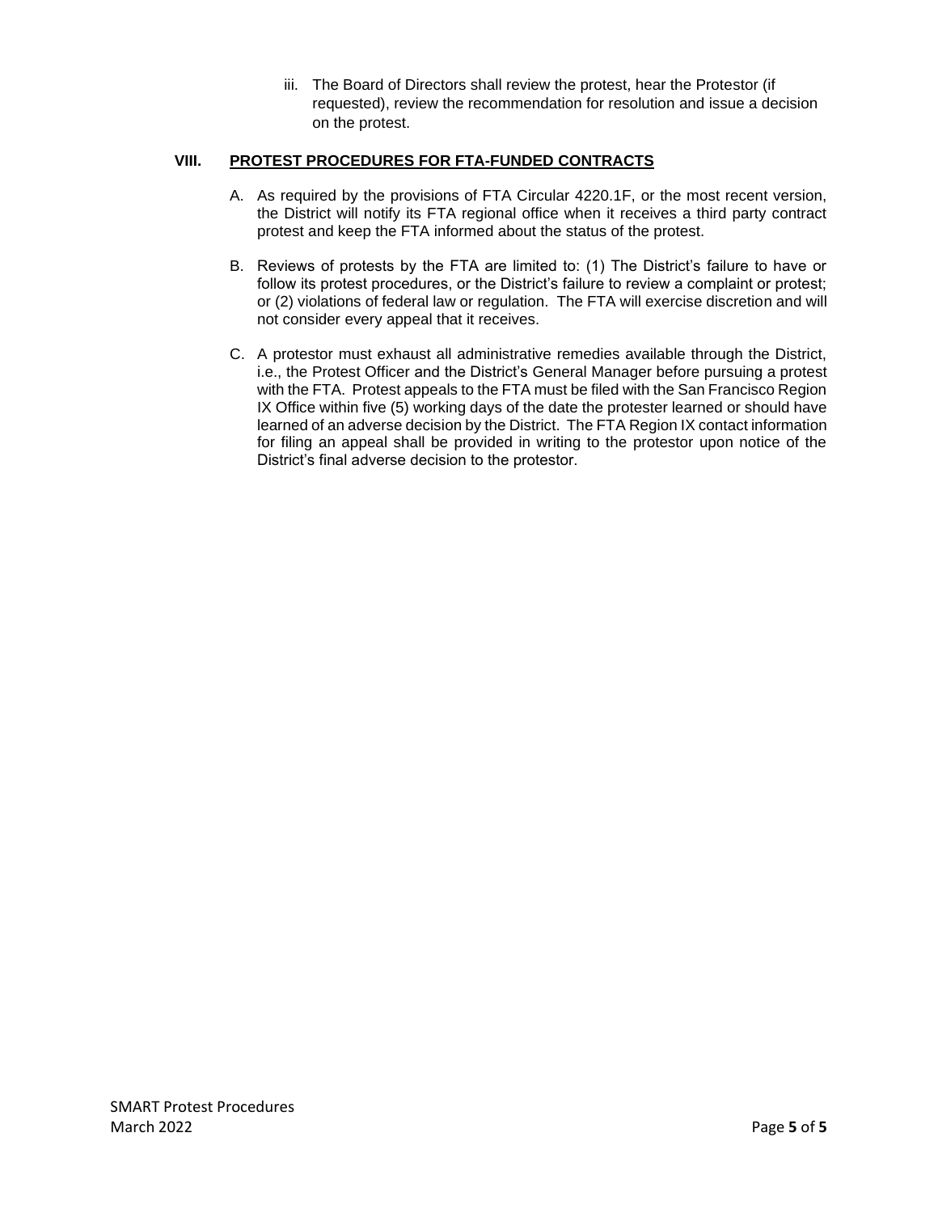iii. The Board of Directors shall review the protest, hear the Protestor (if requested), review the recommendation for resolution and issue a decision on the protest.

## VIII. PROTEST PROCEDURES FOR FTA-FUNDED CONTRACTS

A. As required by the provisions of FTA Circular 4220.1F, or the most recent version, the District will notify its FTA regional office when it receives a third party contract protest and keep the FTA informed about the status of the protest.

B. Reviews of protests by the FTA are limited to: (1) The District's failure to have or follow its protest procedures, or the District's failure to review a complaint or protest; or (2) violations of federal law or regulation. The FTA will exercise discretion and will not consider every appeal that it receives.

C. A protestor must exhaust all administrative remedies available through the District, i.e., the Protest Officer and the District's General Manager before pursuing a protest with the FTA. Protest appeals to the FTA must be filed with the San Francisco Region IX Office within five (5) working days of the date the protester learned or should have learned of an adverse decision by the District. The FTA Region IX contact information for filing an appeal shall be provided in writing to the protestor upon notice of the District's final adverse decision to the protestor.